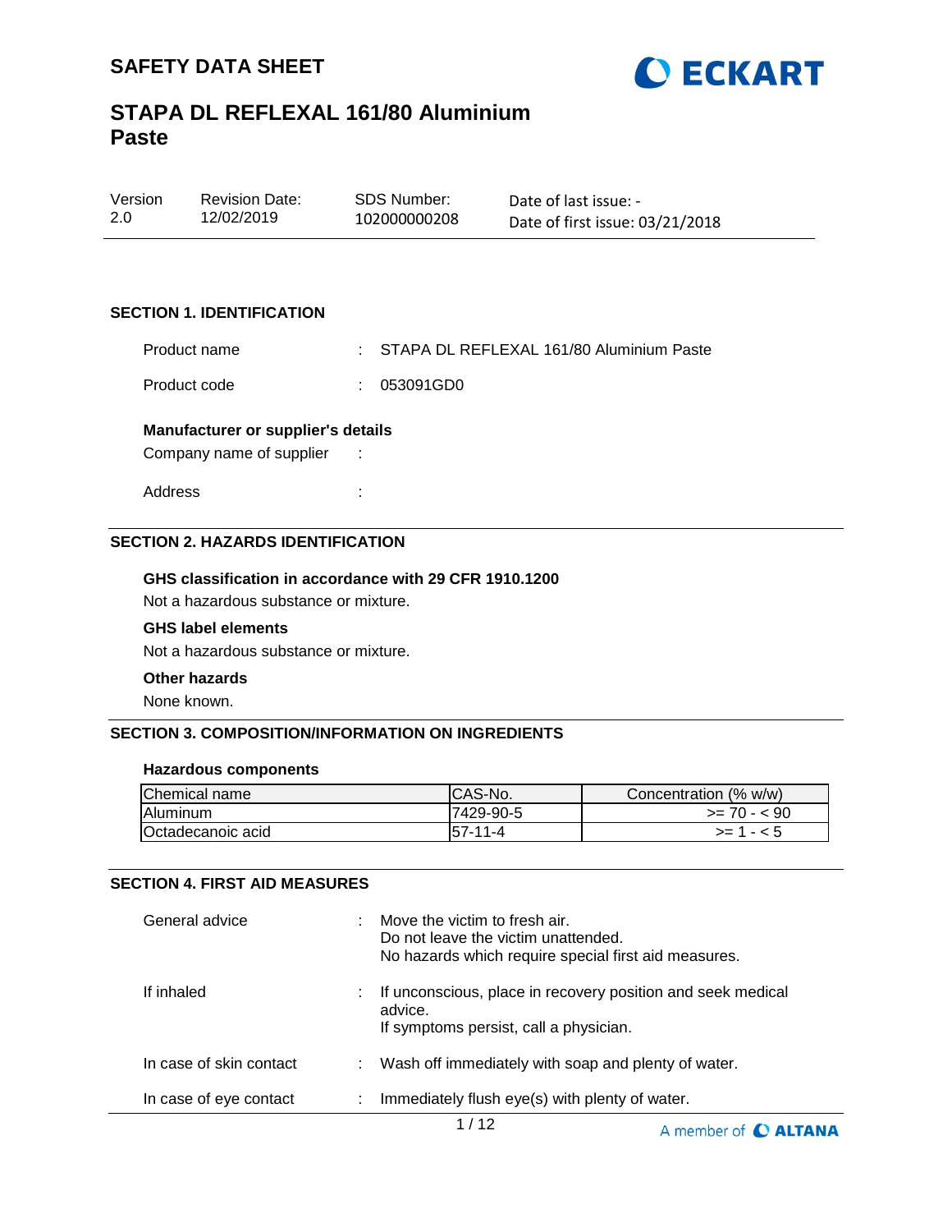# SAFETY DATA SHEET

## STAPA DL REFLEXAL 161/80 Aluminium Paste

| Version | Revision Date: | SDS Number: | Date of last issue: - |
|---|---|---|---|
| 2.0 | 12/02/2019 | 102000000208 | Date of first issue: 03/21/2018 |

### SECTION 1. IDENTIFICATION

Product name : STAPA DL REFLEXAL 161/80 Aluminium Paste

Product code : 053091GD0

**Manufacturer or supplier's details**

Company name of supplier :

Address :

### SECTION 2. HAZARDS IDENTIFICATION

**GHS classification in accordance with 29 CFR 1910.1200**

Not a hazardous substance or mixture.

**GHS label elements**

Not a hazardous substance or mixture.

**Other hazards**

None known.

### SECTION 3. COMPOSITION/INFORMATION ON INGREDIENTS

**Hazardous components**

| Chemical name | CAS-No. | Concentration (% w/w) |
|---|---|---|
| Aluminum | 7429-90-5 | >= 70 - < 90 |
| Octadecanoic acid | 57-11-4 | >= 1 - < 5 |

### SECTION 4. FIRST AID MEASURES

General advice : Move the victim to fresh air.
Do not leave the victim unattended.
No hazards which require special first aid measures.

If inhaled : If unconscious, place in recovery position and seek medical advice.
If symptoms persist, call a physician.

In case of skin contact : Wash off immediately with soap and plenty of water.

In case of eye contact : Immediately flush eye(s) with plenty of water.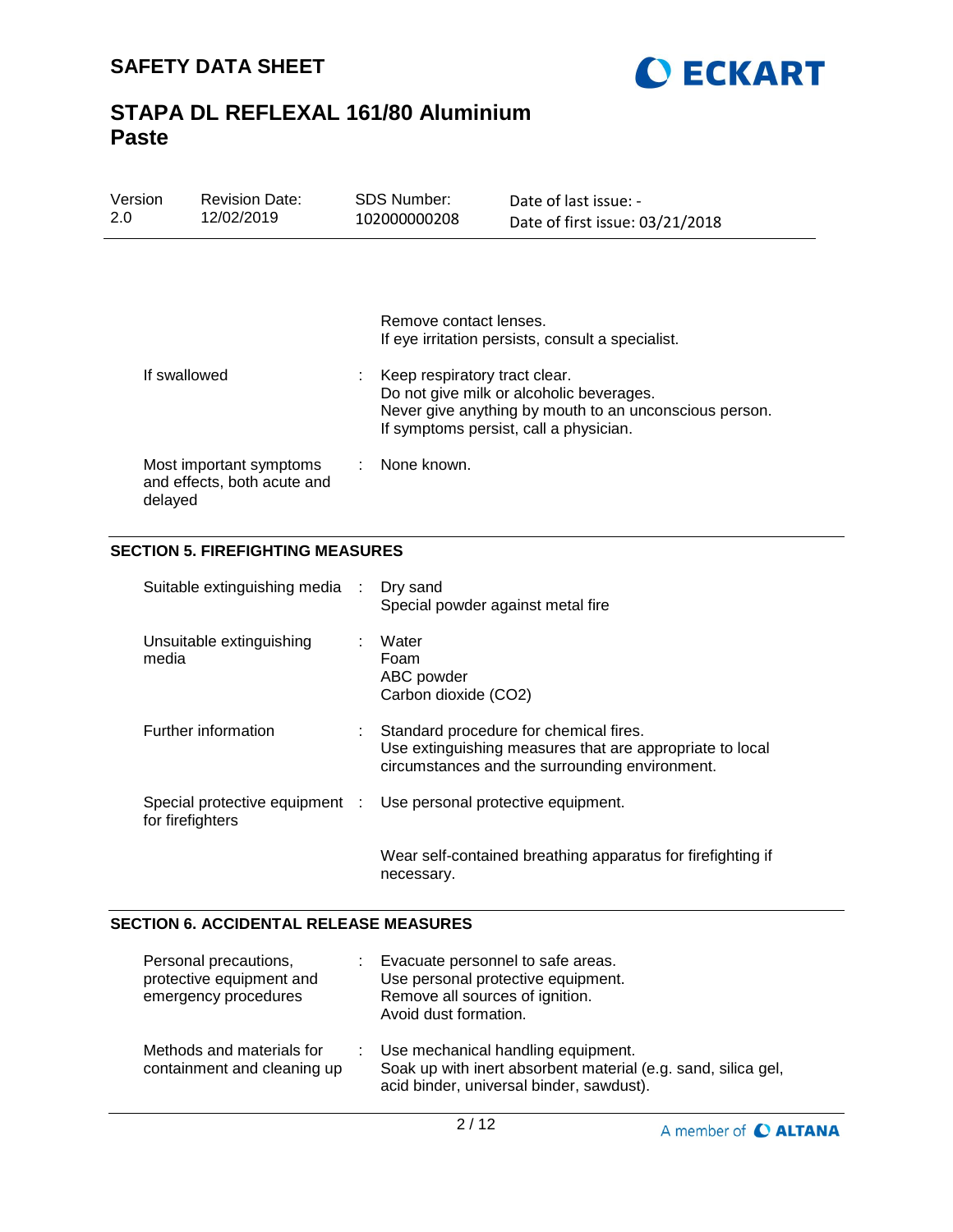Remove contact lenses.
If eye irritation persists, consult a specialist.

| | | |
|---|---|---|
| If swallowed | : | Keep respiratory tract clear.<br>Do not give milk or alcoholic beverages.<br>Never give anything by mouth to an unconscious person.<br>If symptoms persist, call a physician. |
| Most important symptoms and effects, both acute and delayed | : | None known. |

## SECTION 5. FIREFIGHTING MEASURES

| | | |
|---|---|---|
| Suitable extinguishing media | : | Dry sand<br>Special powder against metal fire |
| Unsuitable extinguishing media | : | Water<br>Foam<br>ABC powder<br>Carbon dioxide ($CO_2$) |
| Further information | : | Standard procedure for chemical fires.<br>Use extinguishing measures that are appropriate to local circumstances and the surrounding environment. |
| Special protective equipment for firefighters | : | Use personal protective equipment.<br><br>Wear self-contained breathing apparatus for firefighting if necessary. |

## SECTION 6. ACCIDENTAL RELEASE MEASURES

| | | |
|---|---|---|
| Personal precautions, protective equipment and emergency procedures | : | Evacuate personnel to safe areas.<br>Use personal protective equipment.<br>Remove all sources of ignition.<br>Avoid dust formation. |
| Methods and materials for containment and cleaning up | : | Use mechanical handling equipment.<br>Soak up with inert absorbent material (e.g. sand, silica gel, acid binder, universal binder, sawdust). |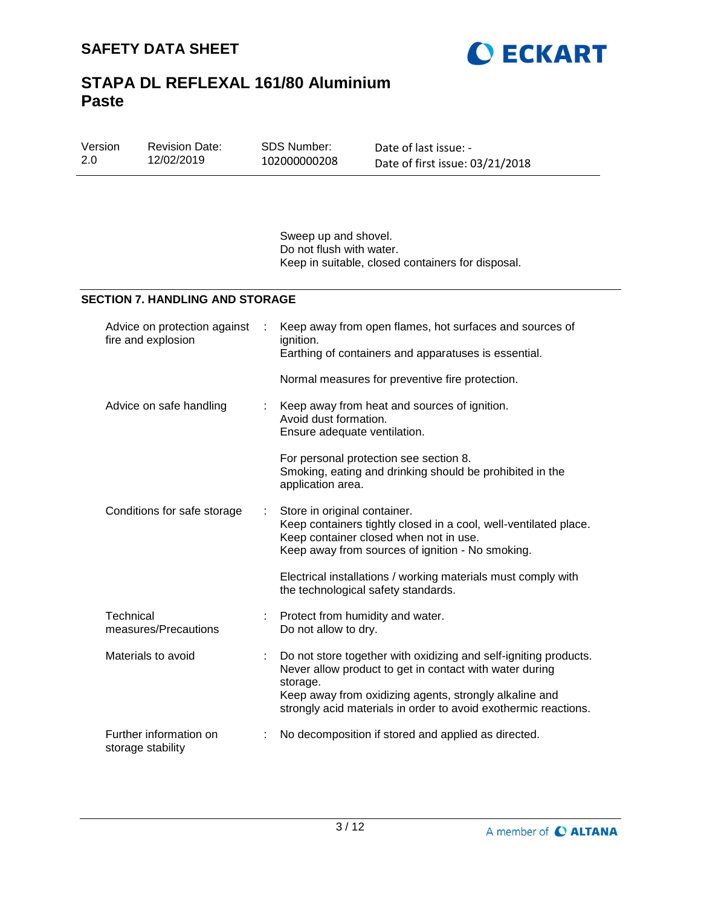Sweep up and shovel.
Do not flush with water.
Keep in suitable, closed containers for disposal.

## SECTION 7. HANDLING AND STORAGE

| | | |
|---|---|---|
| Advice on protection against fire and explosion | : | Keep away from open flames, hot surfaces and sources of ignition.<br>Earthing of containers and apparatuses is essential.<br><br>Normal measures for preventive fire protection. |
| Advice on safe handling | : | Keep away from heat and sources of ignition.<br>Avoid dust formation.<br>Ensure adequate ventilation.<br><br>For personal protection see section 8.<br>Smoking, eating and drinking should be prohibited in the application area. |
| Conditions for safe storage | : | Store in original container.<br>Keep containers tightly closed in a cool, well-ventilated place.<br>Keep container closed when not in use.<br>Keep away from sources of ignition - No smoking.<br><br>Electrical installations / working materials must comply with the technological safety standards. |
| Technical measures/Precautions | : | Protect from humidity and water.<br>Do not allow to dry. |
| Materials to avoid | : | Do not store together with oxidizing and self-igniting products.<br>Never allow product to get in contact with water during storage.<br>Keep away from oxidizing agents, strongly alkaline and strongly acid materials in order to avoid exothermic reactions. |
| Further information on storage stability | : | No decomposition if stored and applied as directed. |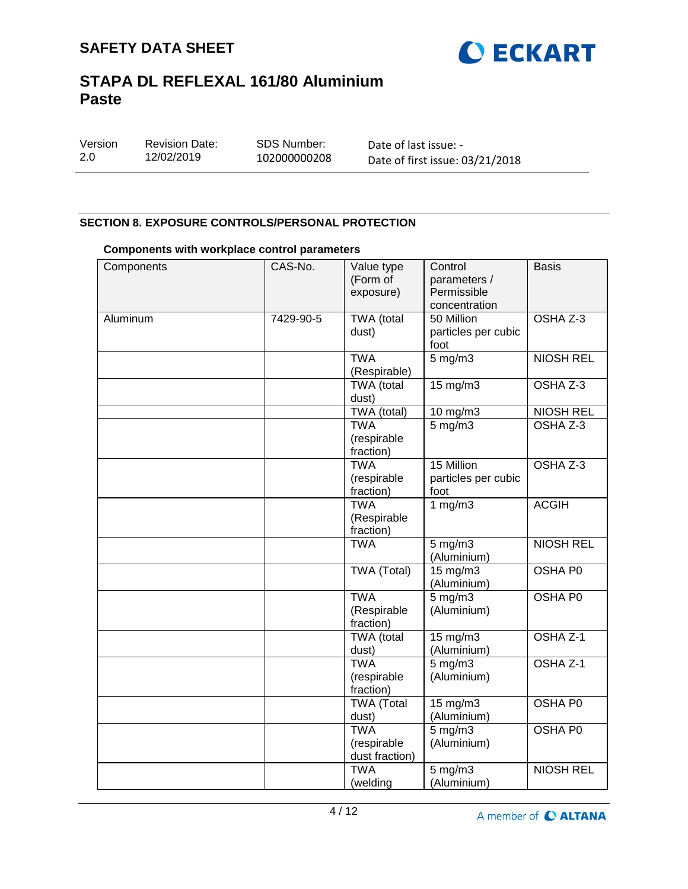## SECTION 8. EXPOSURE CONTROLS/PERSONAL PROTECTION

### Components with workplace control parameters

| Components | CAS-No. | Value type (Form of exposure) | Control parameters / Permissible concentration | Basis |
|---|---|---|---|---|
| Aluminum | 7429-90-5 | TWA (total dust) | 50 Million particles per cubic foot | OSHA Z-3 |
| | | TWA (Respirable) | 5 mg/m3 | NIOSH REL |
| | | TWA (total dust) | 15 mg/m3 | OSHA Z-3 |
| | | TWA (total) | 10 mg/m3 | NIOSH REL |
| | | TWA (respirable fraction) | 5 mg/m3 | OSHA Z-3 |
| | | TWA (respirable fraction) | 15 Million particles per cubic foot | OSHA Z-3 |
| | | TWA (Respirable fraction) | 1 mg/m3 | ACGIH |
| | | TWA | 5 mg/m3 (Aluminium) | NIOSH REL |
| | | TWA (Total) | 15 mg/m3 (Aluminium) | OSHA P0 |
| | | TWA (Respirable fraction) | 5 mg/m3 (Aluminium) | OSHA P0 |
| | | TWA (total dust) | 15 mg/m3 (Aluminium) | OSHA Z-1 |
| | | TWA (respirable fraction) | 5 mg/m3 (Aluminium) | OSHA Z-1 |
| | | TWA (Total dust) | 15 mg/m3 (Aluminium) | OSHA P0 |
| | | TWA (respirable dust fraction) | 5 mg/m3 (Aluminium) | OSHA P0 |
| | | TWA (welding | 5 mg/m3 (Aluminium) | NIOSH REL |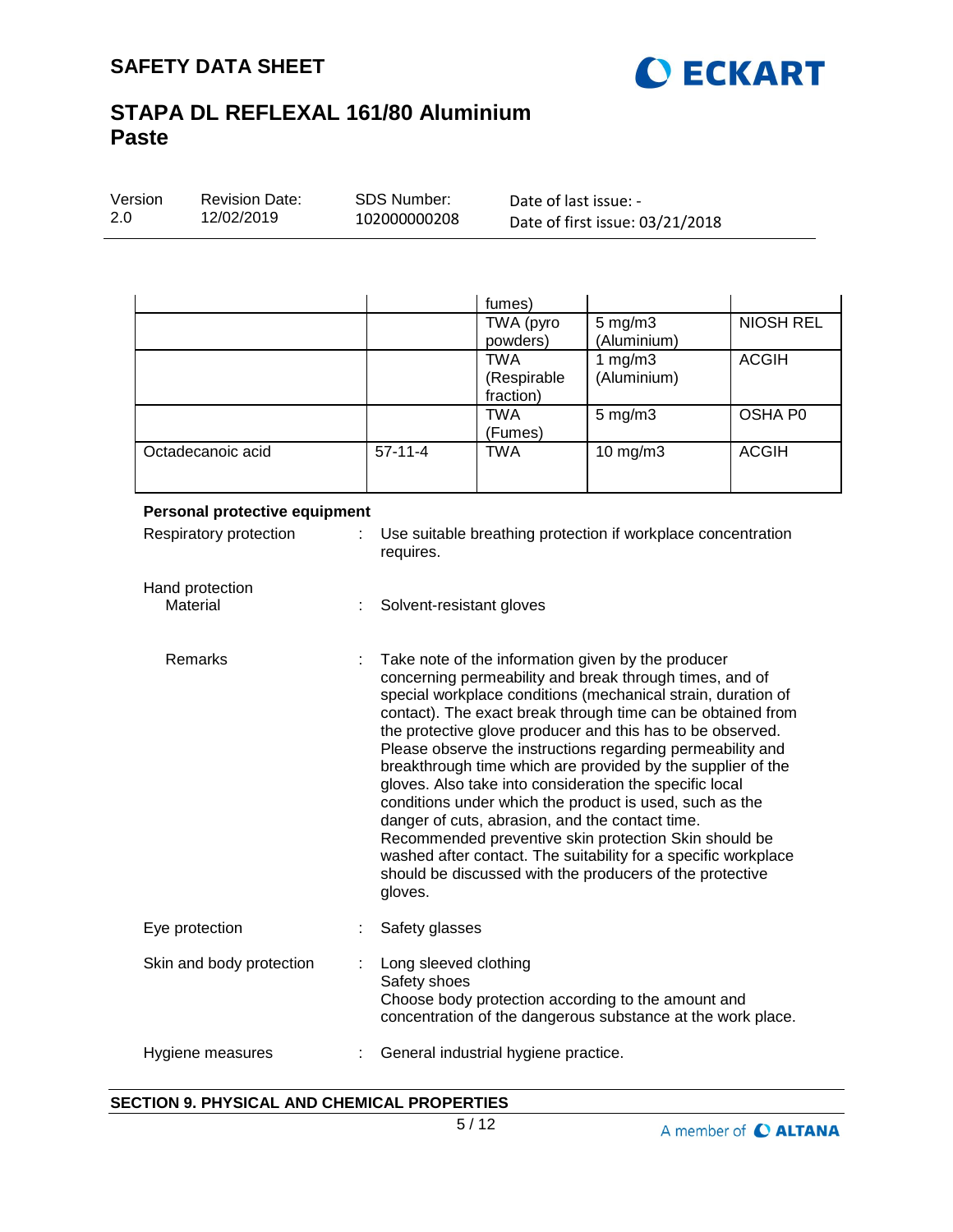| | | fumes) | | |
|---|---|---|---|---|
| | | TWA (pyro powders) | 5 mg/m3 (Aluminium) | NIOSH REL |
| | | TWA (Respirable fraction) | 1 mg/m3 (Aluminium) | ACGIH |
| | | TWA (Fumes) | 5 mg/m3 | OSHA P0 |
| Octadecanoic acid | 57-11-4 | TWA | 10 mg/m3 | ACGIH |

**Personal protective equipment**

Respiratory protection : Use suitable breathing protection if workplace concentration requires.

Hand protection

Material : Solvent-resistant gloves

Remarks : Take note of the information given by the producer concerning permeability and break through times, and of special workplace conditions (mechanical strain, duration of contact). The exact break through time can be obtained from the protective glove producer and this has to be observed. Please observe the instructions regarding permeability and breakthrough time which are provided by the supplier of the gloves. Also take into consideration the specific local conditions under which the product is used, such as the danger of cuts, abrasion, and the contact time. Recommended preventive skin protection Skin should be washed after contact. The suitability for a specific workplace should be discussed with the producers of the protective gloves.

Eye protection : Safety glasses

Skin and body protection : Long sleeved clothing
Safety shoes
Choose body protection according to the amount and concentration of the dangerous substance at the work place.

Hygiene measures : General industrial hygiene practice.

## SECTION 9. PHYSICAL AND CHEMICAL PROPERTIES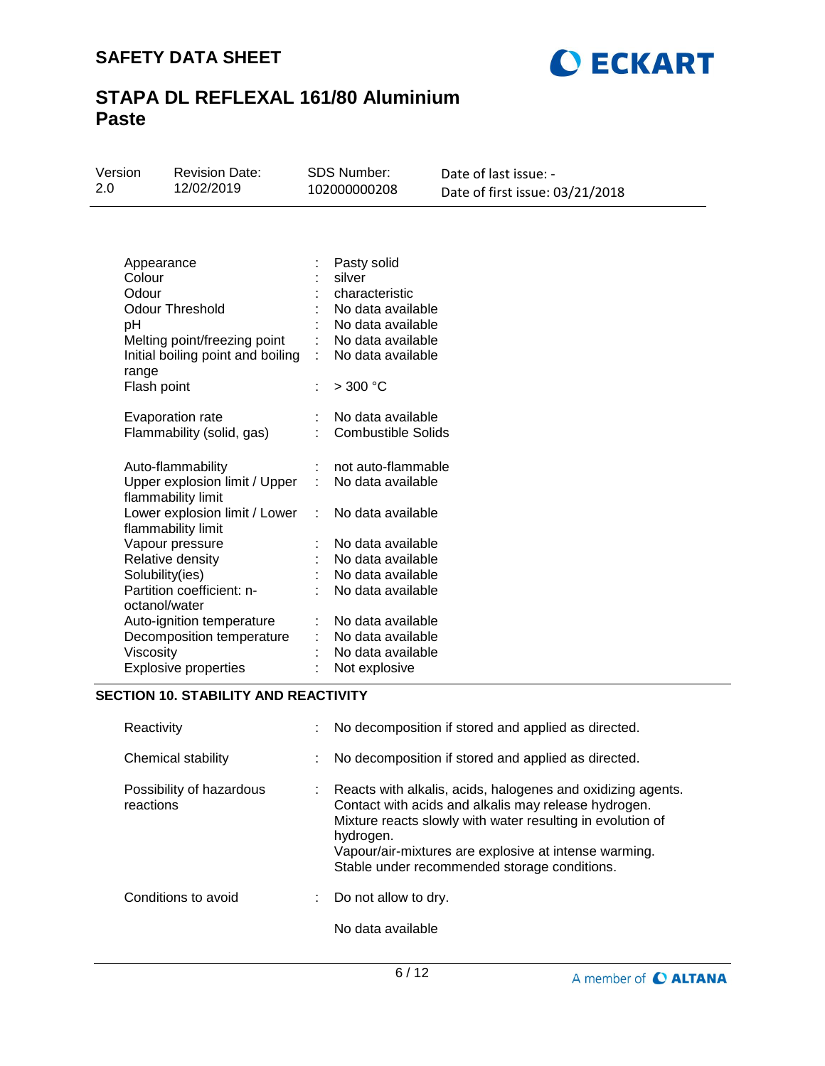| | | |
|---|---|---|
| Appearance | : | Pasty solid |
| Colour | : | silver |
| Odour | : | characteristic |
| Odour Threshold | : | No data available |
| pH | : | No data available |
| Melting point/freezing point | : | No data available |
| Initial boiling point and boiling range | : | No data available |
| Flash point | : | > 300 °C |
| Evaporation rate | : | No data available |
| Flammability (solid, gas) | : | Combustible Solids |
| Auto-flammability | : | not auto-flammable |
| Upper explosion limit / Upper flammability limit | : | No data available |
| Lower explosion limit / Lower flammability limit | : | No data available |
| Vapour pressure | : | No data available |
| Relative density | : | No data available |
| Solubility(ies) | : | No data available |
| Partition coefficient: n-octanol/water | : | No data available |
| Auto-ignition temperature | : | No data available |
| Decomposition temperature | : | No data available |
| Viscosity | : | No data available |
| Explosive properties | : | Not explosive |

## SECTION 10. STABILITY AND REACTIVITY

| | | |
|---|---|---|
| Reactivity | : | No decomposition if stored and applied as directed. |
| Chemical stability | : | No decomposition if stored and applied as directed. |
| Possibility of hazardous reactions | : | Reacts with alkalis, acids, halogenes and oxidizing agents. Contact with acids and alkalis may release hydrogen. Mixture reacts slowly with water resulting in evolution of hydrogen. Vapour/air-mixtures are explosive at intense warming. Stable under recommended storage conditions. |
| Conditions to avoid | : | Do not allow to dry. |
| | | No data available |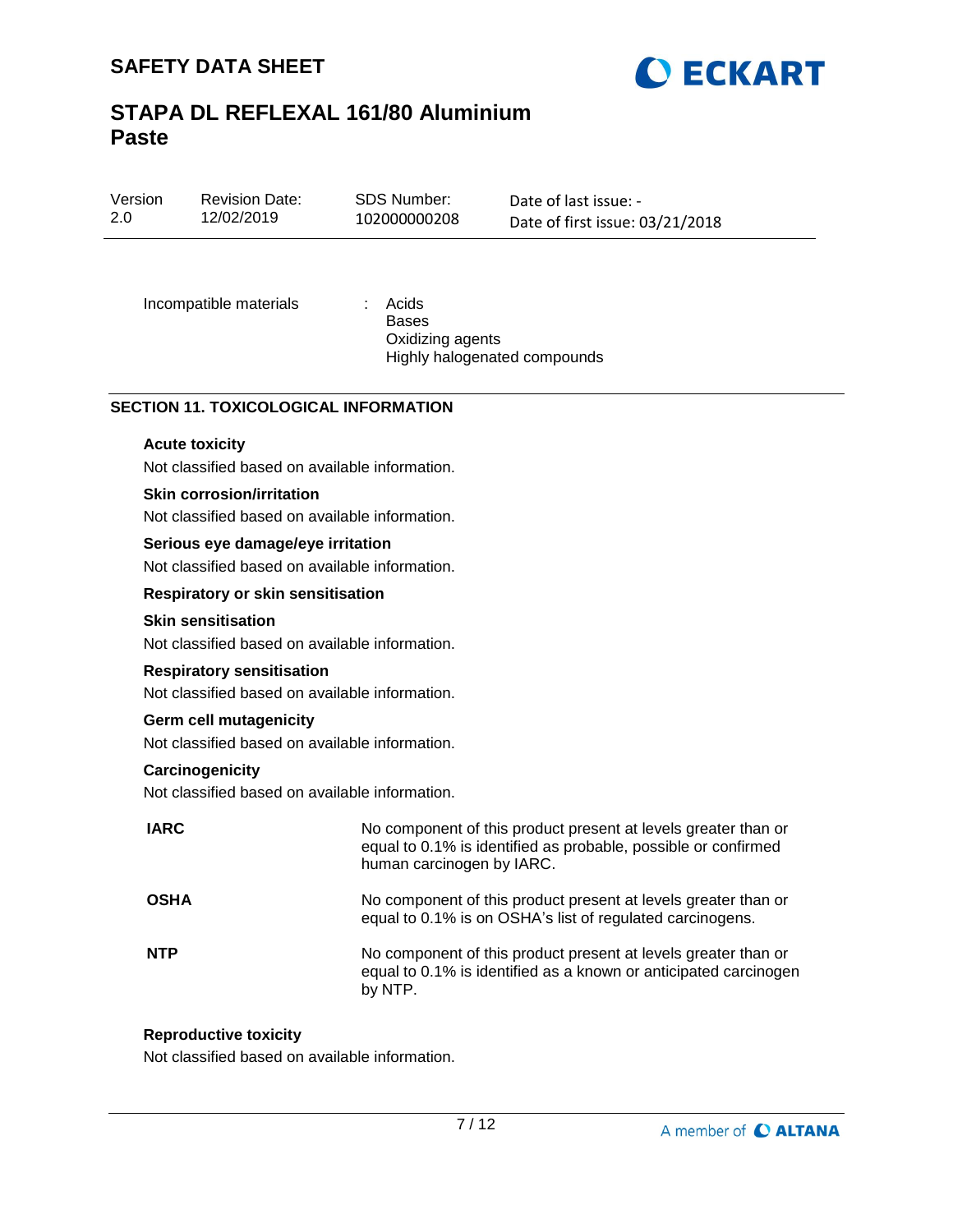| Incompatible materials | : | Acids<br>Bases<br>Oxidizing agents<br>Highly halogenated compounds |
|---|---|---|

## SECTION 11. TOXICOLOGICAL INFORMATION

**Acute toxicity**

Not classified based on available information.

**Skin corrosion/irritation**

Not classified based on available information.

**Serious eye damage/eye irritation**

Not classified based on available information.

**Respiratory or skin sensitisation**

**Skin sensitisation**

Not classified based on available information.

**Respiratory sensitisation**

Not classified based on available information.

**Germ cell mutagenicity**

Not classified based on available information.

**Carcinogenicity**

Not classified based on available information.

| | |
|---|---|
| **IARC** | No component of this product present at levels greater than or equal to 0.1% is identified as probable, possible or confirmed human carcinogen by IARC. |
| **OSHA** | No component of this product present at levels greater than or equal to 0.1% is on OSHA's list of regulated carcinogens. |
| **NTP** | No component of this product present at levels greater than or equal to 0.1% is identified as a known or anticipated carcinogen by NTP. |

**Reproductive toxicity**

Not classified based on available information.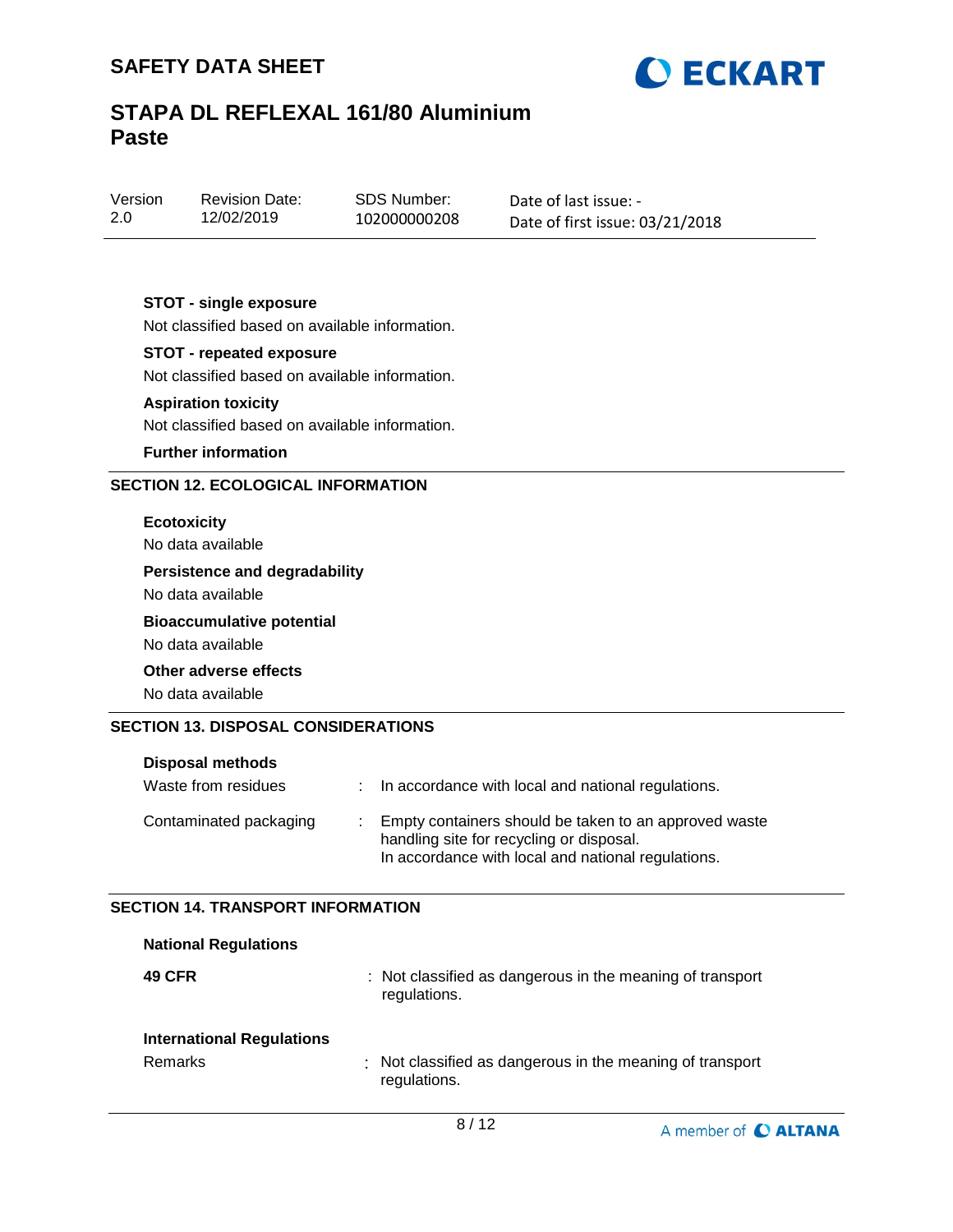**STOT - single exposure**

Not classified based on available information.

**STOT - repeated exposure**

Not classified based on available information.

**Aspiration toxicity**

Not classified based on available information.

**Further information**

## SECTION 12. ECOLOGICAL INFORMATION

**Ecotoxicity**

No data available

**Persistence and degradability**

No data available

**Bioaccumulative potential**

No data available

**Other adverse effects**

No data available

## SECTION 13. DISPOSAL CONSIDERATIONS

**Disposal methods**

| | | |
|---|---|---|
| Waste from residues | : | In accordance with local and national regulations. |
| Contaminated packaging | : | Empty containers should be taken to an approved waste handling site for recycling or disposal. In accordance with local and national regulations. |

## SECTION 14. TRANSPORT INFORMATION

**National Regulations**

| | | |
|---|---|---|
| **49 CFR** | : | Not classified as dangerous in the meaning of transport regulations. |

**International Regulations**

| | | |
|---|---|---|
| Remarks | : | Not classified as dangerous in the meaning of transport regulations. |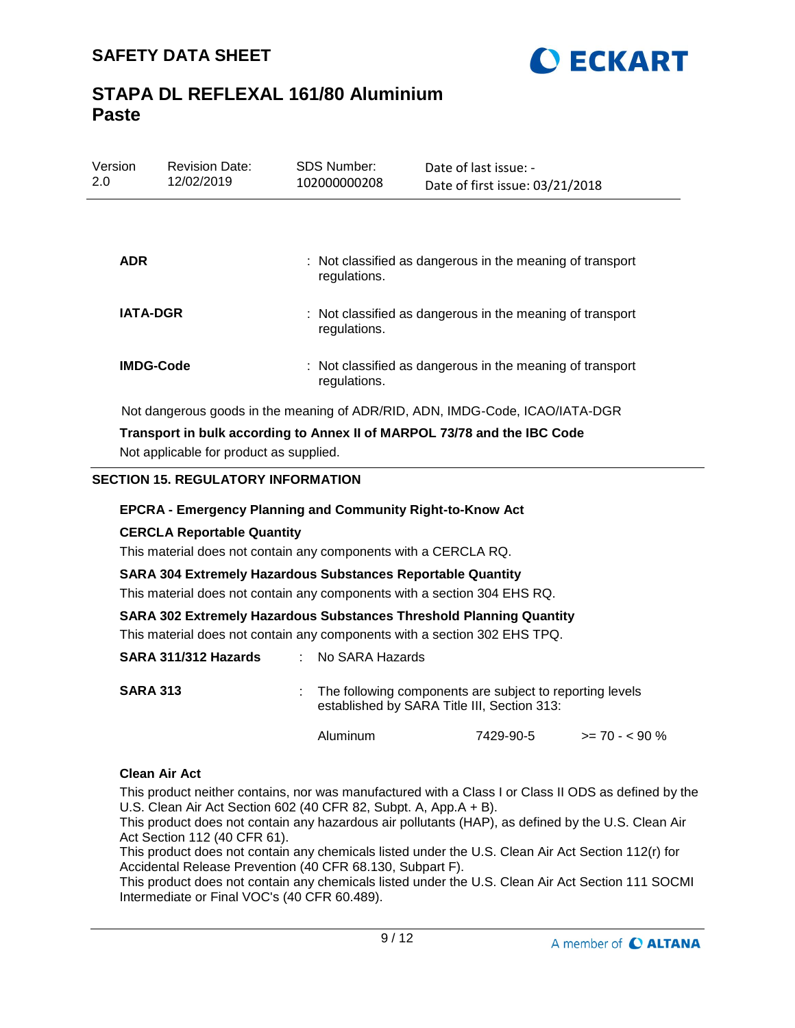**ADR** : Not classified as dangerous in the meaning of transport regulations.

**IATA-DGR** : Not classified as dangerous in the meaning of transport regulations.

**IMDG-Code** : Not classified as dangerous in the meaning of transport regulations.

Not dangerous goods in the meaning of ADR/RID, ADN, IMDG-Code, ICAO/IATA-DGR

**Transport in bulk according to Annex II of MARPOL 73/78 and the IBC Code**

Not applicable for product as supplied.

## SECTION 15. REGULATORY INFORMATION

**EPCRA - Emergency Planning and Community Right-to-Know Act**

**CERCLA Reportable Quantity**

This material does not contain any components with a CERCLA RQ.

**SARA 304 Extremely Hazardous Substances Reportable Quantity**

This material does not contain any components with a section 304 EHS RQ.

**SARA 302 Extremely Hazardous Substances Threshold Planning Quantity**

This material does not contain any components with a section 302 EHS TPQ.

**SARA 311/312 Hazards** : No SARA Hazards

**SARA 313** : The following components are subject to reporting levels established by SARA Title III, Section 313:

| | | |
|---|---|---|
| Aluminum | 7429-90-5 | >= 70 - < 90 % |

**Clean Air Act**

This product neither contains, nor was manufactured with a Class I or Class II ODS as defined by the U.S. Clean Air Act Section 602 (40 CFR 82, Subpt. A, App.A + B).
This product does not contain any hazardous air pollutants (HAP), as defined by the U.S. Clean Air Act Section 112 (40 CFR 61).
This product does not contain any chemicals listed under the U.S. Clean Air Act Section 112(r) for Accidental Release Prevention (40 CFR 68.130, Subpart F).
This product does not contain any chemicals listed under the U.S. Clean Air Act Section 111 SOCMI Intermediate or Final VOC's (40 CFR 60.489).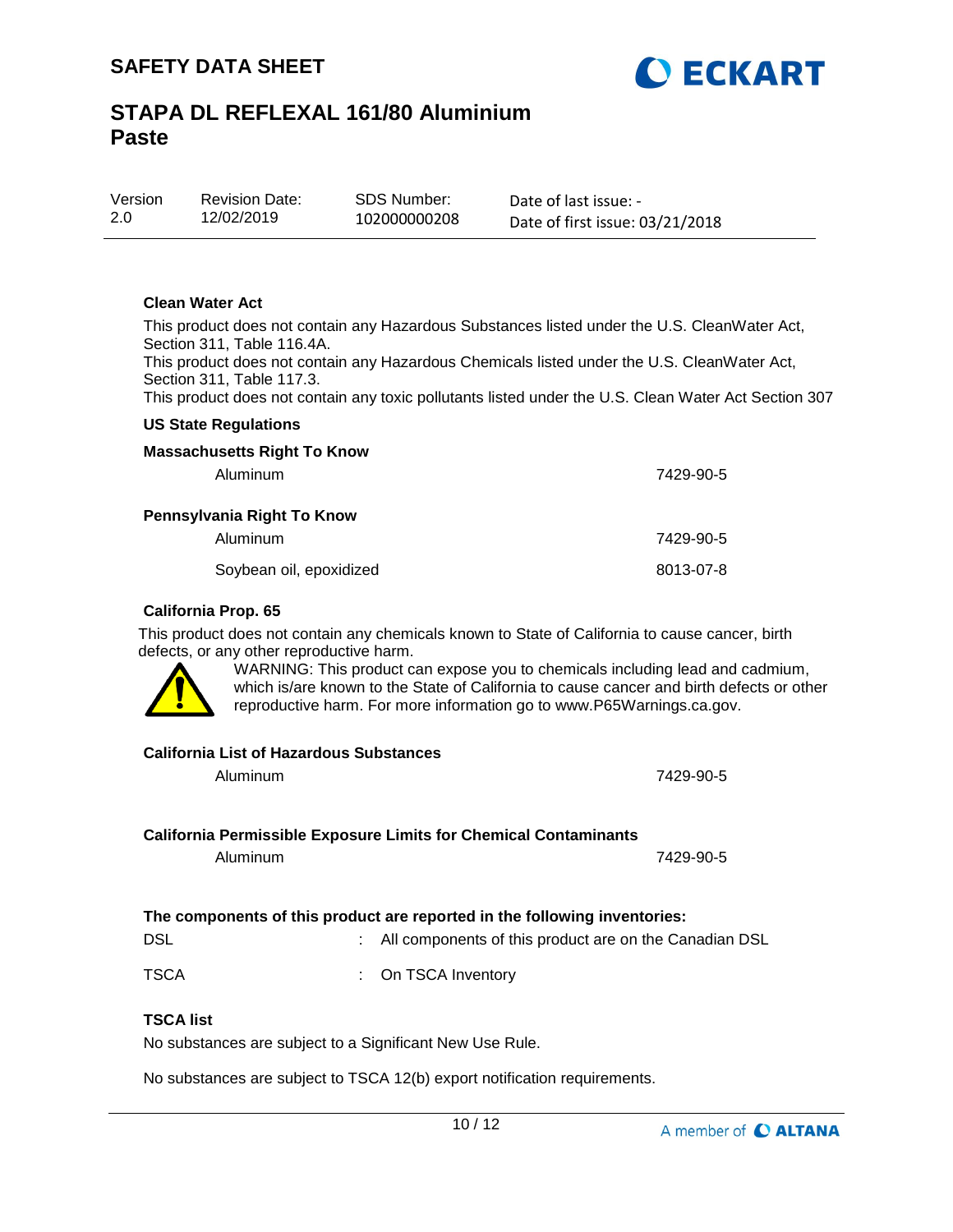**Clean Water Act**

This product does not contain any Hazardous Substances listed under the U.S. CleanWater Act, Section 311, Table 116.4A.
This product does not contain any Hazardous Chemicals listed under the U.S. CleanWater Act, Section 311, Table 117.3.
This product does not contain any toxic pollutants listed under the U.S. Clean Water Act Section 307

**US State Regulations**

**Massachusetts Right To Know**

| | |
|---|---|
| Aluminum | 7429-90-5 |

**Pennsylvania Right To Know**

| | |
|---|---|
| Aluminum | 7429-90-5 |
| Soybean oil, epoxidized | 8013-07-8 |

**California Prop. 65**

This product does not contain any chemicals known to State of California to cause cancer, birth defects, or any other reproductive harm.

WARNING: This product can expose you to chemicals including lead and cadmium, which is/are known to the State of California to cause cancer and birth defects or other reproductive harm. For more information go to www.P65Warnings.ca.gov.

**California List of Hazardous Substances**

| | |
|---|---|
| Aluminum | 7429-90-5 |

**California Permissible Exposure Limits for Chemical Contaminants**

| | |
|---|---|
| Aluminum | 7429-90-5 |

**The components of this product are reported in the following inventories:**

| | | |
|---|---|---|
| DSL | : | All components of this product are on the Canadian DSL |
| TSCA | : | On TSCA Inventory |

**TSCA list**

No substances are subject to a Significant New Use Rule.

No substances are subject to TSCA 12(b) export notification requirements.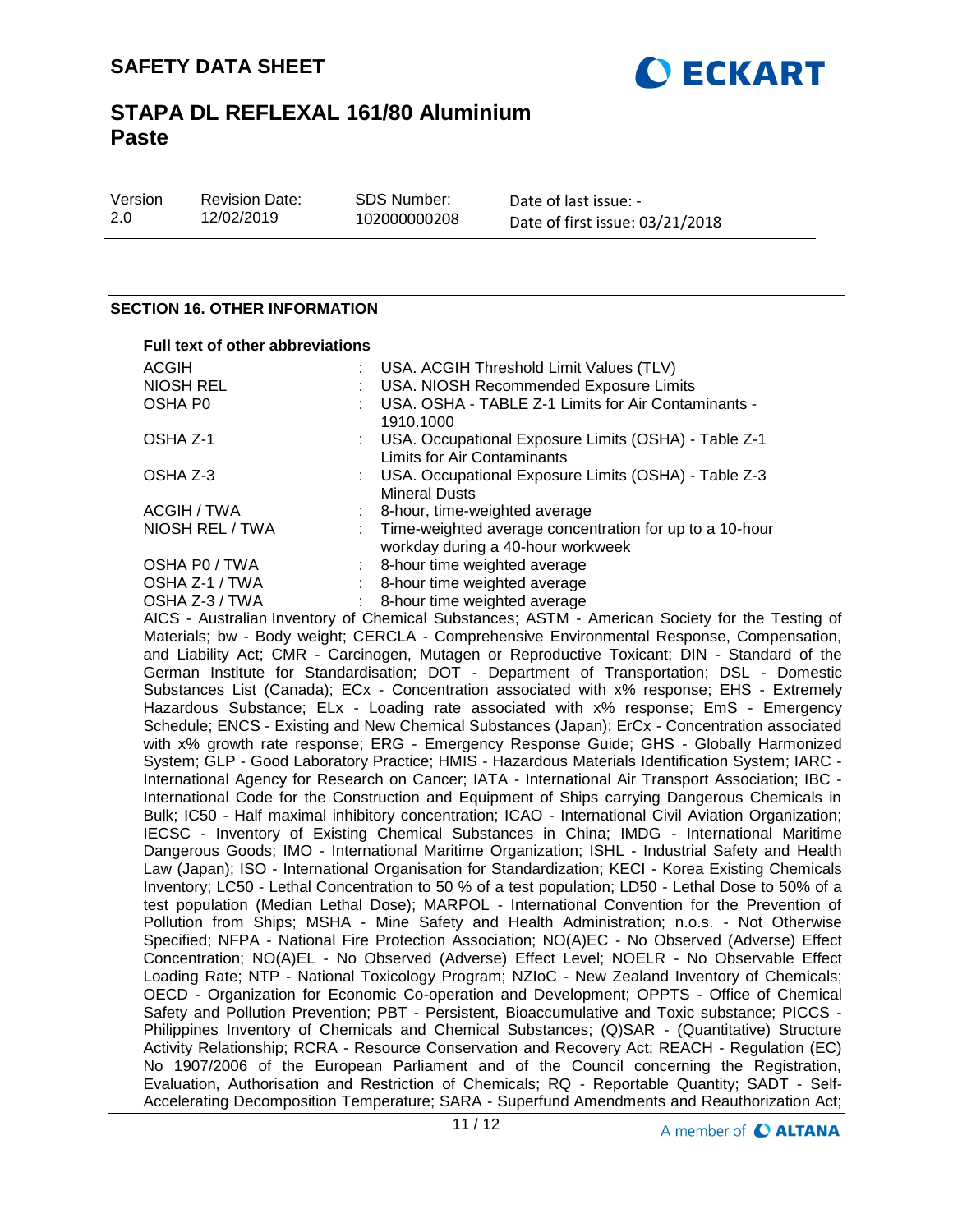## SECTION 16. OTHER INFORMATION

**Full text of other abbreviations**

| | | |
|---|---|---|
| ACGIH | : | USA. ACGIH Threshold Limit Values (TLV) |
| NIOSH REL | : | USA. NIOSH Recommended Exposure Limits |
| OSHA P0 | : | USA. OSHA - TABLE Z-1 Limits for Air Contaminants - 1910.1000 |
| OSHA Z-1 | : | USA. Occupational Exposure Limits (OSHA) - Table Z-1 Limits for Air Contaminants |
| OSHA Z-3 | : | USA. Occupational Exposure Limits (OSHA) - Table Z-3 Mineral Dusts |
| ACGIH / TWA | : | 8-hour, time-weighted average |
| NIOSH REL / TWA | : | Time-weighted average concentration for up to a 10-hour workday during a 40-hour workweek |
| OSHA P0 / TWA | : | 8-hour time weighted average |
| OSHA Z-1 / TWA | : | 8-hour time weighted average |
| OSHA Z-3 / TWA | : | 8-hour time weighted average |

AICS - Australian Inventory of Chemical Substances; ASTM - American Society for the Testing of Materials; bw - Body weight; CERCLA - Comprehensive Environmental Response, Compensation, and Liability Act; CMR - Carcinogen, Mutagen or Reproductive Toxicant; DIN - Standard of the German Institute for Standardisation; DOT - Department of Transportation; DSL - Domestic Substances List (Canada); ECx - Concentration associated with x% response; EHS - Extremely Hazardous Substance; ELx - Loading rate associated with x% response; EmS - Emergency Schedule; ENCS - Existing and New Chemical Substances (Japan); ErCx - Concentration associated with x% growth rate response; ERG - Emergency Response Guide; GHS - Globally Harmonized System; GLP - Good Laboratory Practice; HMIS - Hazardous Materials Identification System; IARC - International Agency for Research on Cancer; IATA - International Air Transport Association; IBC - International Code for the Construction and Equipment of Ships carrying Dangerous Chemicals in Bulk; IC50 - Half maximal inhibitory concentration; ICAO - International Civil Aviation Organization; IECSC - Inventory of Existing Chemical Substances in China; IMDG - International Maritime Dangerous Goods; IMO - International Maritime Organization; ISHL - Industrial Safety and Health Law (Japan); ISO - International Organisation for Standardization; KECI - Korea Existing Chemicals Inventory; LC50 - Lethal Concentration to 50 % of a test population; LD50 - Lethal Dose to 50% of a test population (Median Lethal Dose); MARPOL - International Convention for the Prevention of Pollution from Ships; MSHA - Mine Safety and Health Administration; n.o.s. - Not Otherwise Specified; NFPA - National Fire Protection Association; NO(A)EC - No Observed (Adverse) Effect Concentration; NO(A)EL - No Observed (Adverse) Effect Level; NOELR - No Observable Effect Loading Rate; NTP - National Toxicology Program; NZIoC - New Zealand Inventory of Chemicals; OECD - Organization for Economic Co-operation and Development; OPPTS - Office of Chemical Safety and Pollution Prevention; PBT - Persistent, Bioaccumulative and Toxic substance; PICCS - Philippines Inventory of Chemicals and Chemical Substances; (Q)SAR - (Quantitative) Structure Activity Relationship; RCRA - Resource Conservation and Recovery Act; REACH - Regulation (EC) No 1907/2006 of the European Parliament and of the Council concerning the Registration, Evaluation, Authorisation and Restriction of Chemicals; RQ - Reportable Quantity; SADT - Self-Accelerating Decomposition Temperature; SARA - Superfund Amendments and Reauthorization Act;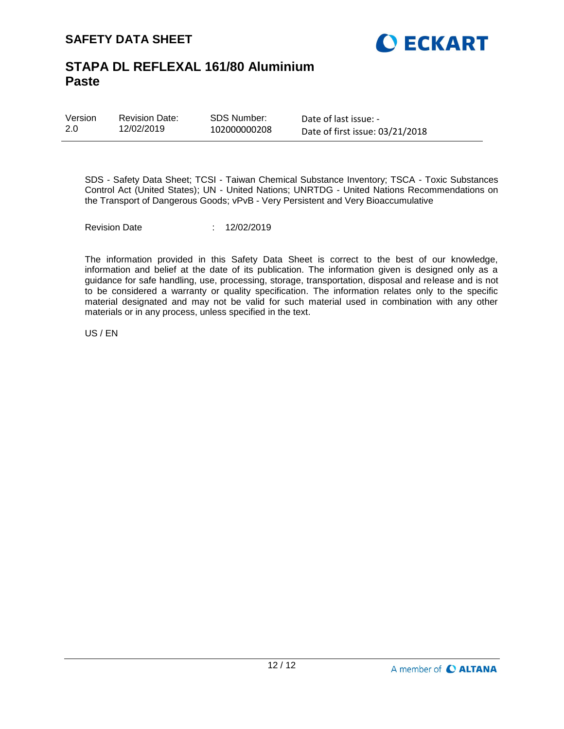SDS - Safety Data Sheet; TCSI - Taiwan Chemical Substance Inventory; TSCA - Toxic Substances Control Act (United States); UN - United Nations; UNRTDG - United Nations Recommendations on the Transport of Dangerous Goods; vPvB - Very Persistent and Very Bioaccumulative

Revision Date : 12/02/2019

The information provided in this Safety Data Sheet is correct to the best of our knowledge, information and belief at the date of its publication. The information given is designed only as a guidance for safe handling, use, processing, storage, transportation, disposal and release and is not to be considered a warranty or quality specification. The information relates only to the specific material designated and may not be valid for such material used in combination with any other materials or in any process, unless specified in the text.

US / EN